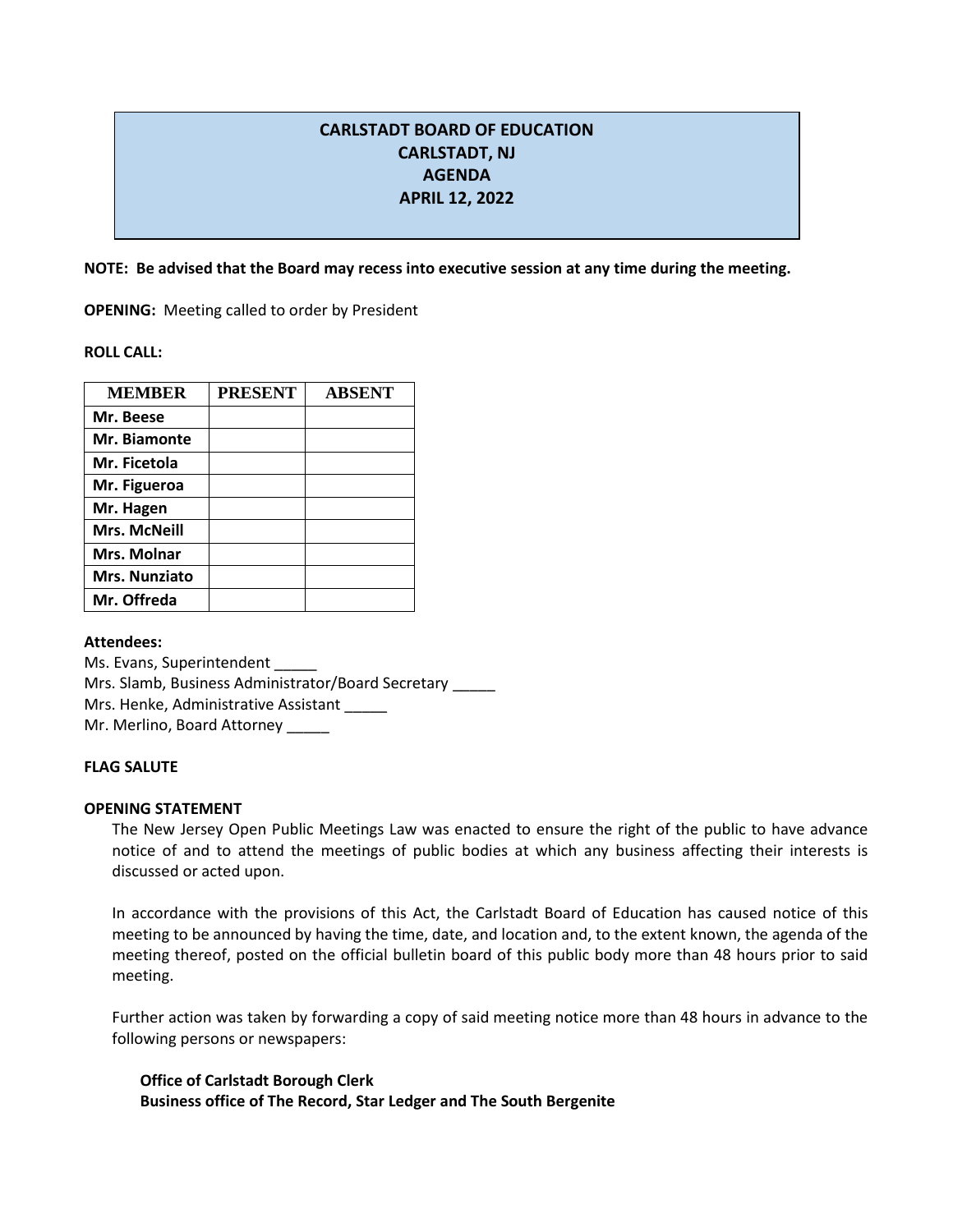# CARLSTADT BOARD OF EDUCATION
# CARLSTADT, NJ
# AGENDA
# APRIL 12, 2022

**NOTE: Be advised that the Board may recess into executive session at any time during the meeting.**

**OPENING:** Meeting called to order by President

**ROLL CALL:**

| MEMBER | PRESENT | ABSENT |
|---|---|---|
| **Mr. Beese** | | |
| **Mr. Biamonte** | | |
| **Mr. Ficetola** | | |
| **Mr. Figueroa** | | |
| **Mr. Hagen** | | |
| **Mrs. McNeill** | | |
| **Mrs. Molnar** | | |
| **Mrs. Nunziato** | | |
| **Mr. Offreda** | | |

**Attendees:**

Ms. Evans, Superintendent _____
Mrs. Slamb, Business Administrator/Board Secretary _____
Mrs. Henke, Administrative Assistant _____
Mr. Merlino, Board Attorney _____

**FLAG SALUTE**

**OPENING STATEMENT**

The New Jersey Open Public Meetings Law was enacted to ensure the right of the public to have advance notice of and to attend the meetings of public bodies at which any business affecting their interests is discussed or acted upon.

In accordance with the provisions of this Act, the Carlstadt Board of Education has caused notice of this meeting to be announced by having the time, date, and location and, to the extent known, the agenda of the meeting thereof, posted on the official bulletin board of this public body more than 48 hours prior to said meeting.

Further action was taken by forwarding a copy of said meeting notice more than 48 hours in advance to the following persons or newspapers:

**Office of Carlstadt Borough Clerk**
**Business office of The Record, Star Ledger and The South Bergenite**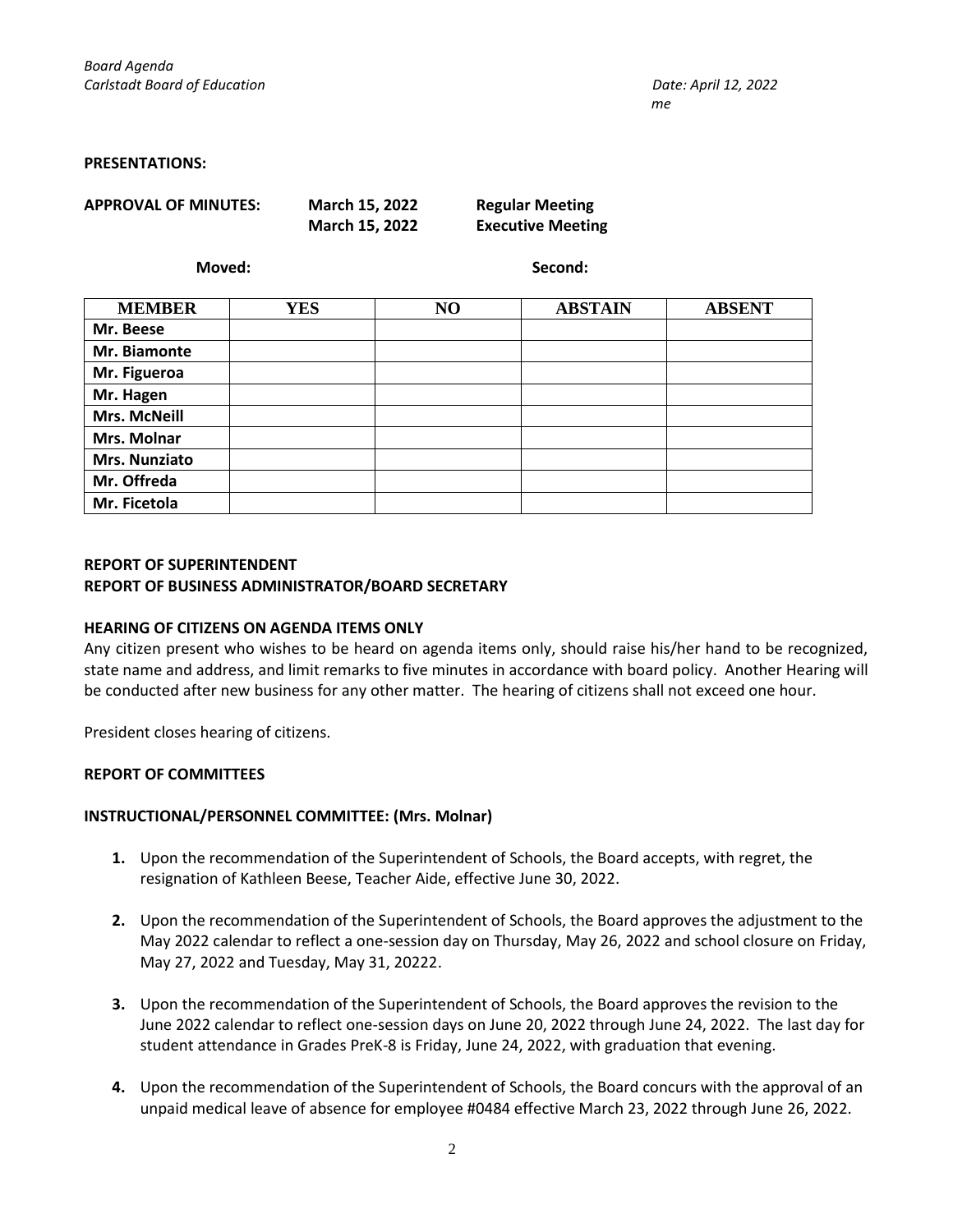**PRESENTATIONS:**

**APPROVAL OF MINUTES:** **March 15, 2022** **Regular Meeting**
**March 15, 2022** **Executive Meeting**

**Moved:** **Second:**

| MEMBER | YES | NO | ABSTAIN | ABSENT |
|---|---|---|---|---|
| Mr. Beese | | | | |
| Mr. Biamonte | | | | |
| Mr. Figueroa | | | | |
| Mr. Hagen | | | | |
| Mrs. McNeill | | | | |
| Mrs. Molnar | | | | |
| Mrs. Nunziato | | | | |
| Mr. Offreda | | | | |
| Mr. Ficetola | | | | |

**REPORT OF SUPERINTENDENT**
**REPORT OF BUSINESS ADMINISTRATOR/BOARD SECRETARY**

**HEARING OF CITIZENS ON AGENDA ITEMS ONLY**
Any citizen present who wishes to be heard on agenda items only, should raise his/her hand to be recognized, state name and address, and limit remarks to five minutes in accordance with board policy. Another Hearing will be conducted after new business for any other matter. The hearing of citizens shall not exceed one hour.

President closes hearing of citizens.

**REPORT OF COMMITTEES**

**INSTRUCTIONAL/PERSONNEL COMMITTEE: (Mrs. Molnar)**

1. Upon the recommendation of the Superintendent of Schools, the Board accepts, with regret, the resignation of Kathleen Beese, Teacher Aide, effective June 30, 2022.

2. Upon the recommendation of the Superintendent of Schools, the Board approves the adjustment to the May 2022 calendar to reflect a one-session day on Thursday, May 26, 2022 and school closure on Friday, May 27, 2022 and Tuesday, May 31, 20222.

3. Upon the recommendation of the Superintendent of Schools, the Board approves the revision to the June 2022 calendar to reflect one-session days on June 20, 2022 through June 24, 2022. The last day for student attendance in Grades PreK-8 is Friday, June 24, 2022, with graduation that evening.

4. Upon the recommendation of the Superintendent of Schools, the Board concurs with the approval of an unpaid medical leave of absence for employee #0484 effective March 23, 2022 through June 26, 2022.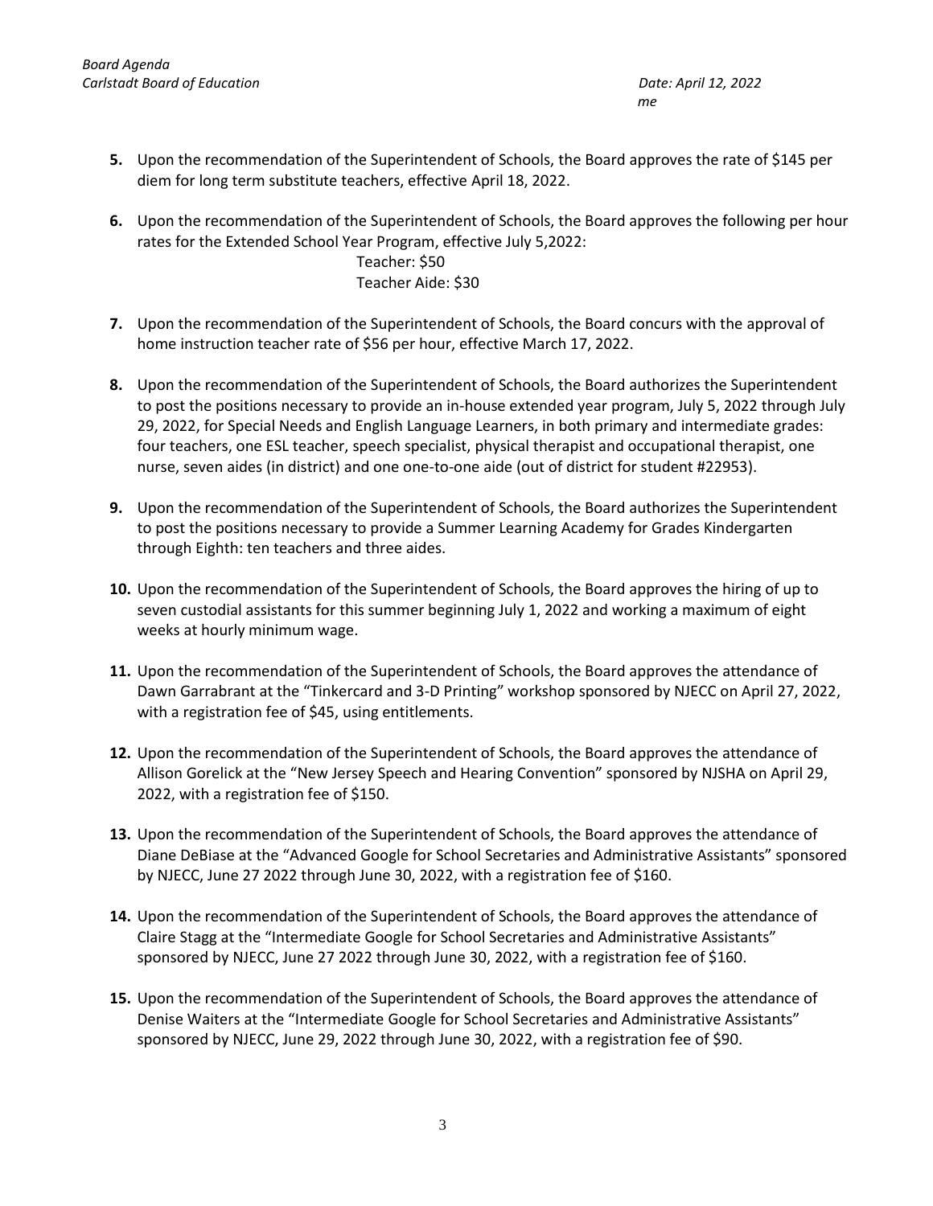5. Upon the recommendation of the Superintendent of Schools, the Board approves the rate of $145 per diem for long term substitute teachers, effective April 18, 2022.

6. Upon the recommendation of the Superintendent of Schools, the Board approves the following per hour rates for the Extended School Year Program, effective July 5,2022:
   Teacher: $50
   Teacher Aide: $30

7. Upon the recommendation of the Superintendent of Schools, the Board concurs with the approval of home instruction teacher rate of $56 per hour, effective March 17, 2022.

8. Upon the recommendation of the Superintendent of Schools, the Board authorizes the Superintendent to post the positions necessary to provide an in-house extended year program, July 5, 2022 through July 29, 2022, for Special Needs and English Language Learners, in both primary and intermediate grades: four teachers, one ESL teacher, speech specialist, physical therapist and occupational therapist, one nurse, seven aides (in district) and one one-to-one aide (out of district for student #22953).

9. Upon the recommendation of the Superintendent of Schools, the Board authorizes the Superintendent to post the positions necessary to provide a Summer Learning Academy for Grades Kindergarten through Eighth: ten teachers and three aides.

10. Upon the recommendation of the Superintendent of Schools, the Board approves the hiring of up to seven custodial assistants for this summer beginning July 1, 2022 and working a maximum of eight weeks at hourly minimum wage.

11. Upon the recommendation of the Superintendent of Schools, the Board approves the attendance of Dawn Garrabrant at the "Tinkercard and 3-D Printing" workshop sponsored by NJECC on April 27, 2022, with a registration fee of $45, using entitlements.

12. Upon the recommendation of the Superintendent of Schools, the Board approves the attendance of Allison Gorelick at the "New Jersey Speech and Hearing Convention" sponsored by NJSHA on April 29, 2022, with a registration fee of $150.

13. Upon the recommendation of the Superintendent of Schools, the Board approves the attendance of Diane DeBiase at the "Advanced Google for School Secretaries and Administrative Assistants" sponsored by NJECC, June 27 2022 through June 30, 2022, with a registration fee of $160.

14. Upon the recommendation of the Superintendent of Schools, the Board approves the attendance of Claire Stagg at the "Intermediate Google for School Secretaries and Administrative Assistants" sponsored by NJECC, June 27 2022 through June 30, 2022, with a registration fee of $160.

15. Upon the recommendation of the Superintendent of Schools, the Board approves the attendance of Denise Waiters at the "Intermediate Google for School Secretaries and Administrative Assistants" sponsored by NJECC, June 29, 2022 through June 30, 2022, with a registration fee of $90.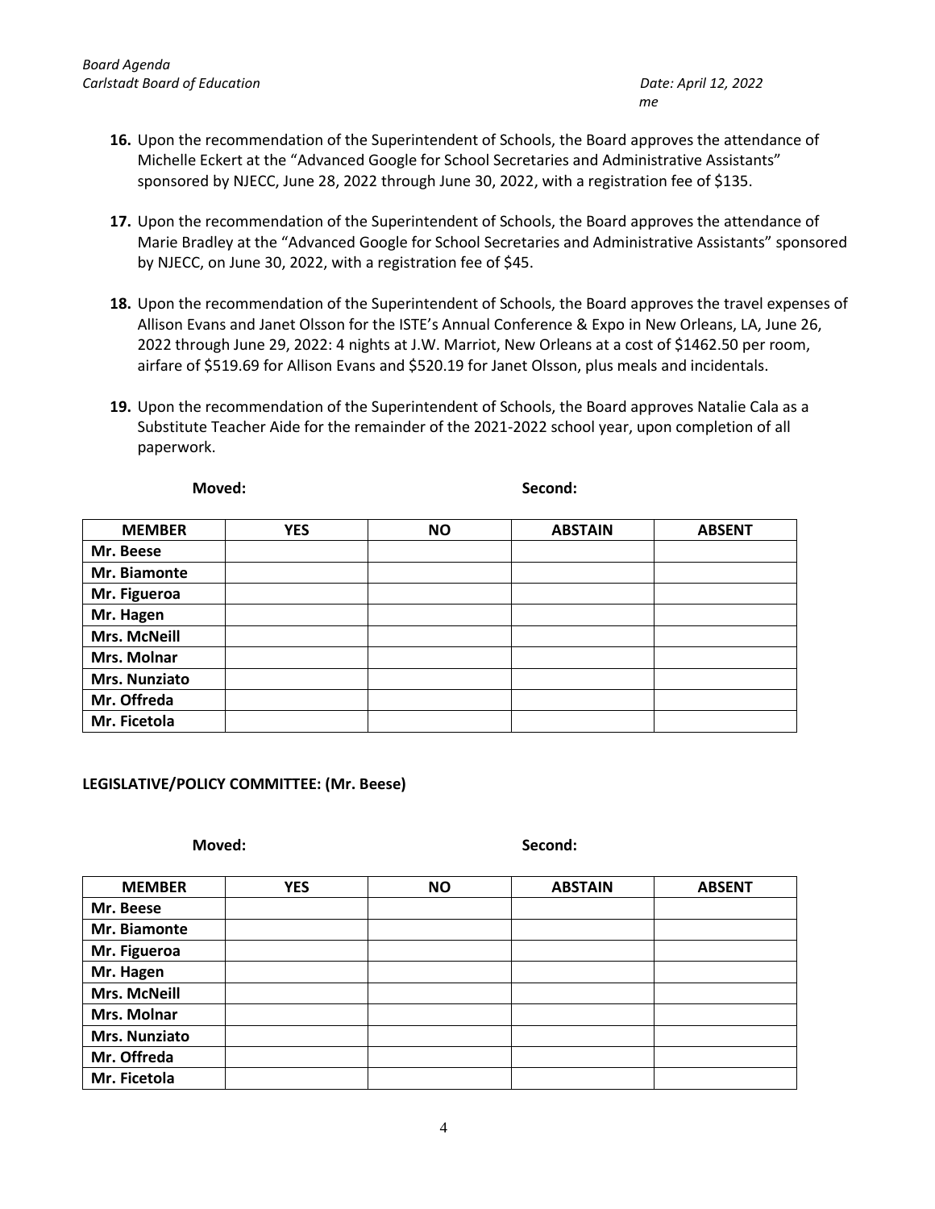16. Upon the recommendation of the Superintendent of Schools, the Board approves the attendance of Michelle Eckert at the "Advanced Google for School Secretaries and Administrative Assistants" sponsored by NJECC, June 28, 2022 through June 30, 2022, with a registration fee of $135.

17. Upon the recommendation of the Superintendent of Schools, the Board approves the attendance of Marie Bradley at the "Advanced Google for School Secretaries and Administrative Assistants" sponsored by NJECC, on June 30, 2022, with a registration fee of $45.

18. Upon the recommendation of the Superintendent of Schools, the Board approves the travel expenses of Allison Evans and Janet Olsson for the ISTE's Annual Conference & Expo in New Orleans, LA, June 26, 2022 through June 29, 2022: 4 nights at J.W. Marriot, New Orleans at a cost of $1462.50 per room, airfare of $519.69 for Allison Evans and $520.19 for Janet Olsson, plus meals and incidentals.

19. Upon the recommendation of the Superintendent of Schools, the Board approves Natalie Cala as a Substitute Teacher Aide for the remainder of the 2021-2022 school year, upon completion of all paperwork.

**Moved:** **Second:**

| MEMBER | YES | NO | ABSTAIN | ABSENT |
|---|---|---|---|---|
| Mr. Beese | | | | |
| Mr. Biamonte | | | | |
| Mr. Figueroa | | | | |
| Mr. Hagen | | | | |
| Mrs. McNeill | | | | |
| Mrs. Molnar | | | | |
| Mrs. Nunziato | | | | |
| Mr. Offreda | | | | |
| Mr. Ficetola | | | | |

**LEGISLATIVE/POLICY COMMITTEE: (Mr. Beese)**

**Moved:** **Second:**

| MEMBER | YES | NO | ABSTAIN | ABSENT |
|---|---|---|---|---|
| Mr. Beese | | | | |
| Mr. Biamonte | | | | |
| Mr. Figueroa | | | | |
| Mr. Hagen | | | | |
| Mrs. McNeill | | | | |
| Mrs. Molnar | | | | |
| Mrs. Nunziato | | | | |
| Mr. Offreda | | | | |
| Mr. Ficetola | | | | |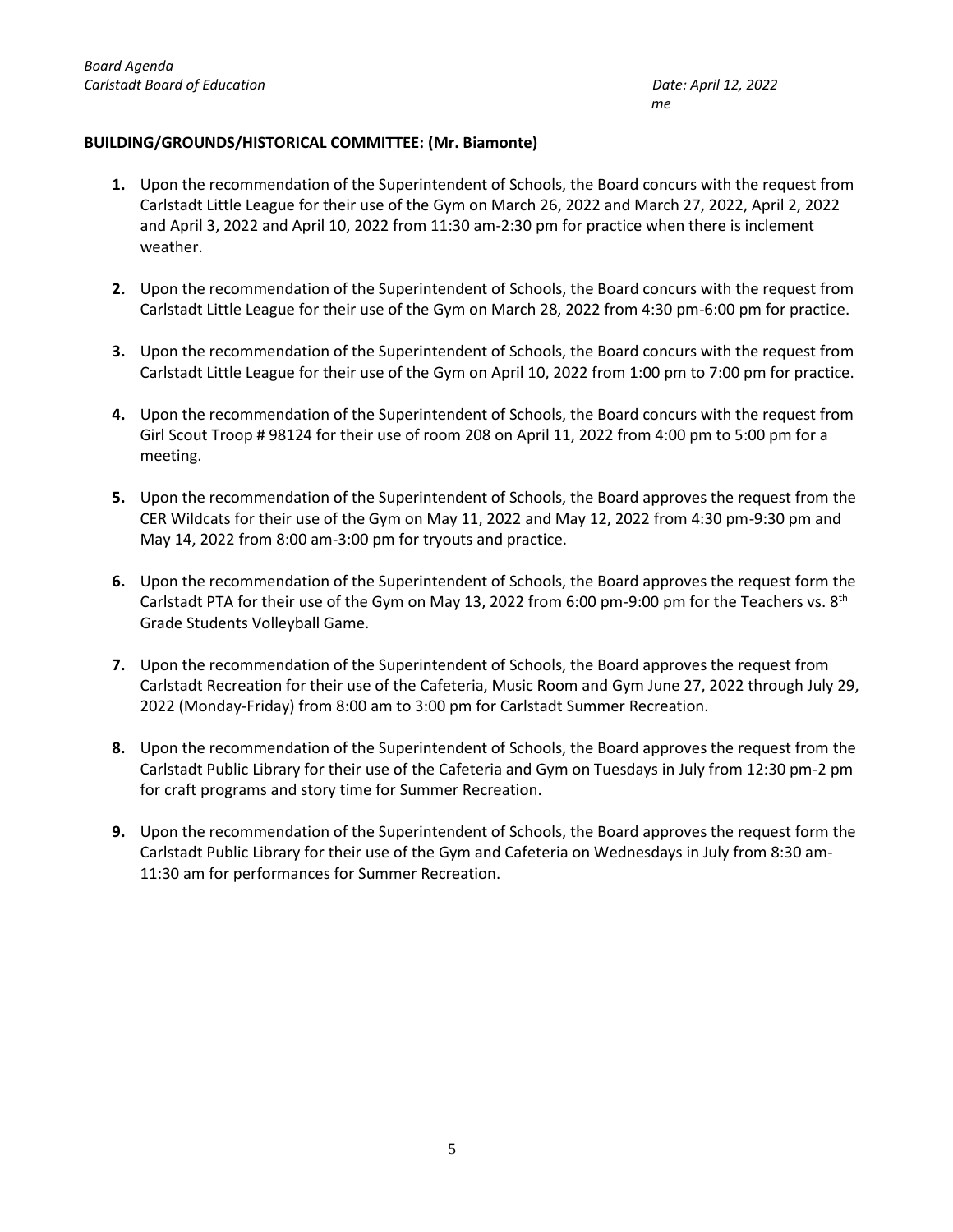**BUILDING/GROUNDS/HISTORICAL COMMITTEE: (Mr. Biamonte)**

1. Upon the recommendation of the Superintendent of Schools, the Board concurs with the request from Carlstadt Little League for their use of the Gym on March 26, 2022 and March 27, 2022, April 2, 2022 and April 3, 2022 and April 10, 2022 from 11:30 am-2:30 pm for practice when there is inclement weather.

2. Upon the recommendation of the Superintendent of Schools, the Board concurs with the request from Carlstadt Little League for their use of the Gym on March 28, 2022 from 4:30 pm-6:00 pm for practice.

3. Upon the recommendation of the Superintendent of Schools, the Board concurs with the request from Carlstadt Little League for their use of the Gym on April 10, 2022 from 1:00 pm to 7:00 pm for practice.

4. Upon the recommendation of the Superintendent of Schools, the Board concurs with the request from Girl Scout Troop # 98124 for their use of room 208 on April 11, 2022 from 4:00 pm to 5:00 pm for a meeting.

5. Upon the recommendation of the Superintendent of Schools, the Board approves the request from the CER Wildcats for their use of the Gym on May 11, 2022 and May 12, 2022 from 4:30 pm-9:30 pm and May 14, 2022 from 8:00 am-3:00 pm for tryouts and practice.

6. Upon the recommendation of the Superintendent of Schools, the Board approves the request form the Carlstadt PTA for their use of the Gym on May 13, 2022 from 6:00 pm-9:00 pm for the Teachers vs. 8th Grade Students Volleyball Game.

7. Upon the recommendation of the Superintendent of Schools, the Board approves the request from Carlstadt Recreation for their use of the Cafeteria, Music Room and Gym June 27, 2022 through July 29, 2022 (Monday-Friday) from 8:00 am to 3:00 pm for Carlstadt Summer Recreation.

8. Upon the recommendation of the Superintendent of Schools, the Board approves the request from the Carlstadt Public Library for their use of the Cafeteria and Gym on Tuesdays in July from 12:30 pm-2 pm for craft programs and story time for Summer Recreation.

9. Upon the recommendation of the Superintendent of Schools, the Board approves the request form the Carlstadt Public Library for their use of the Gym and Cafeteria on Wednesdays in July from 8:30 am-11:30 am for performances for Summer Recreation.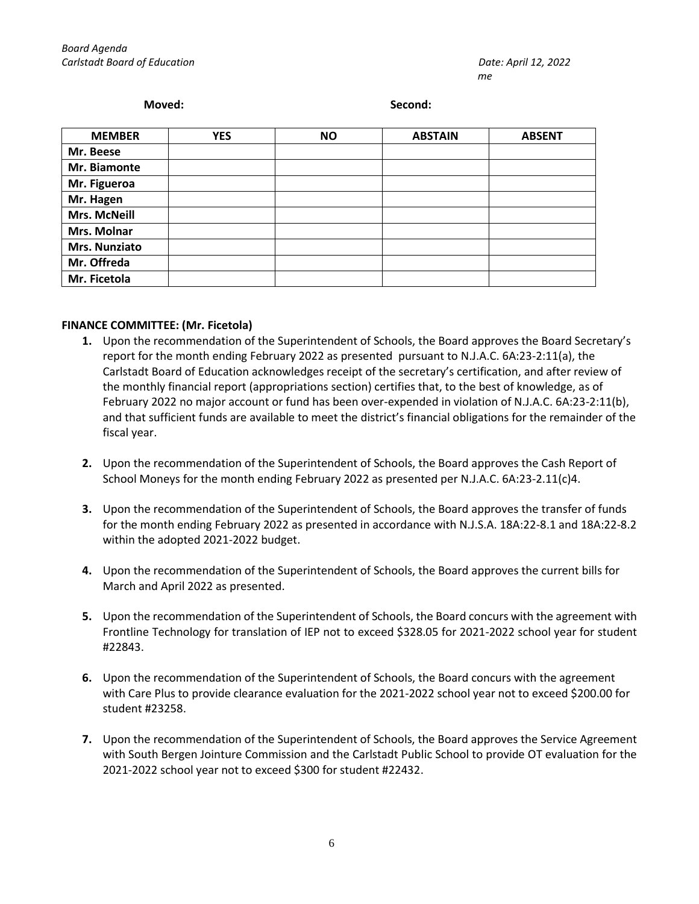*Board Agenda*
*Carlstadt Board of Education* *Date: April 12, 2022*
*me*

**Moved:** **Second:**

| MEMBER | YES | NO | ABSTAIN | ABSENT |
|---|---|---|---|---|
| Mr. Beese | | | | |
| Mr. Biamonte | | | | |
| Mr. Figueroa | | | | |
| Mr. Hagen | | | | |
| Mrs. McNeill | | | | |
| Mrs. Molnar | | | | |
| Mrs. Nunziato | | | | |
| Mr. Offreda | | | | |
| Mr. Ficetola | | | | |

**FINANCE COMMITTEE: (Mr. Ficetola)**

1. Upon the recommendation of the Superintendent of Schools, the Board approves the Board Secretary's report for the month ending February 2022 as presented pursuant to N.J.A.C. 6A:23-2:11(a), the Carlstadt Board of Education acknowledges receipt of the secretary's certification, and after review of the monthly financial report (appropriations section) certifies that, to the best of knowledge, as of February 2022 no major account or fund has been over-expended in violation of N.J.A.C. 6A:23-2:11(b), and that sufficient funds are available to meet the district's financial obligations for the remainder of the fiscal year.

2. Upon the recommendation of the Superintendent of Schools, the Board approves the Cash Report of School Moneys for the month ending February 2022 as presented per N.J.A.C. 6A:23-2.11(c)4.

3. Upon the recommendation of the Superintendent of Schools, the Board approves the transfer of funds for the month ending February 2022 as presented in accordance with N.J.S.A. 18A:22-8.1 and 18A:22-8.2 within the adopted 2021-2022 budget.

4. Upon the recommendation of the Superintendent of Schools, the Board approves the current bills for March and April 2022 as presented.

5. Upon the recommendation of the Superintendent of Schools, the Board concurs with the agreement with Frontline Technology for translation of IEP not to exceed $328.05 for 2021-2022 school year for student #22843.

6. Upon the recommendation of the Superintendent of Schools, the Board concurs with the agreement with Care Plus to provide clearance evaluation for the 2021-2022 school year not to exceed $200.00 for student #23258.

7. Upon the recommendation of the Superintendent of Schools, the Board approves the Service Agreement with South Bergen Jointure Commission and the Carlstadt Public School to provide OT evaluation for the 2021-2022 school year not to exceed $300 for student #22432.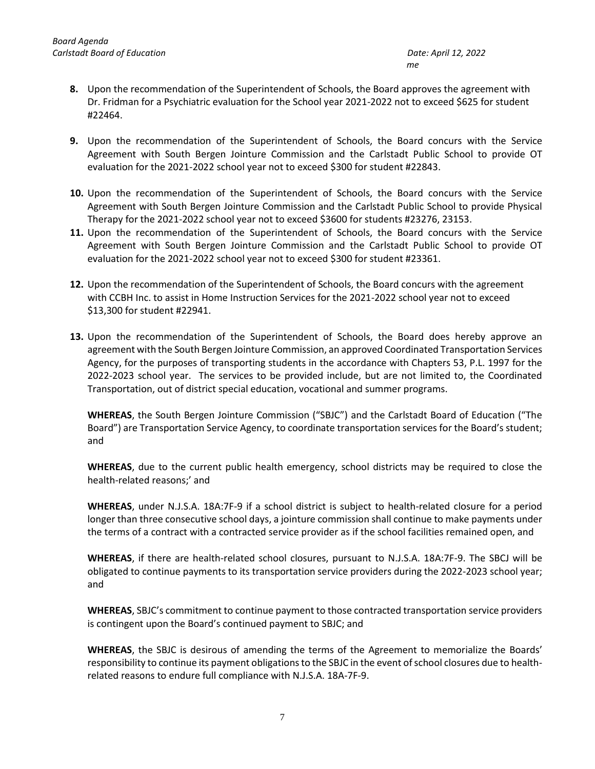8. Upon the recommendation of the Superintendent of Schools, the Board approves the agreement with Dr. Fridman for a Psychiatric evaluation for the School year 2021-2022 not to exceed $625 for student #22464.

9. Upon the recommendation of the Superintendent of Schools, the Board concurs with the Service Agreement with South Bergen Jointure Commission and the Carlstadt Public School to provide OT evaluation for the 2021-2022 school year not to exceed $300 for student #22843.

10. Upon the recommendation of the Superintendent of Schools, the Board concurs with the Service Agreement with South Bergen Jointure Commission and the Carlstadt Public School to provide Physical Therapy for the 2021-2022 school year not to exceed $3600 for students #23276, 23153.

11. Upon the recommendation of the Superintendent of Schools, the Board concurs with the Service Agreement with South Bergen Jointure Commission and the Carlstadt Public School to provide OT evaluation for the 2021-2022 school year not to exceed $300 for student #23361.

12. Upon the recommendation of the Superintendent of Schools, the Board concurs with the agreement with CCBH Inc. to assist in Home Instruction Services for the 2021-2022 school year not to exceed $13,300 for student #22941.

13. Upon the recommendation of the Superintendent of Schools, the Board does hereby approve an agreement with the South Bergen Jointure Commission, an approved Coordinated Transportation Services Agency, for the purposes of transporting students in the accordance with Chapters 53, P.L. 1997 for the 2022-2023 school year. The services to be provided include, but are not limited to, the Coordinated Transportation, out of district special education, vocational and summer programs.

    **WHEREAS**, the South Bergen Jointure Commission ("SBJC") and the Carlstadt Board of Education ("The Board") are Transportation Service Agency, to coordinate transportation services for the Board's student; and

    **WHEREAS**, due to the current public health emergency, school districts may be required to close the health-related reasons;' and

    **WHEREAS**, under N.J.S.A. 18A:7F-9 if a school district is subject to health-related closure for a period longer than three consecutive school days, a jointure commission shall continue to make payments under the terms of a contract with a contracted service provider as if the school facilities remained open, and

    **WHEREAS**, if there are health-related school closures, pursuant to N.J.S.A. 18A:7F-9. The SBCJ will be obligated to continue payments to its transportation service providers during the 2022-2023 school year; and

    **WHEREAS**, SBJC's commitment to continue payment to those contracted transportation service providers is contingent upon the Board's continued payment to SBJC; and

    **WHEREAS**, the SBJC is desirous of amending the terms of the Agreement to memorialize the Boards' responsibility to continue its payment obligations to the SBJC in the event of school closures due to health-related reasons to endure full compliance with N.J.S.A. 18A-7F-9.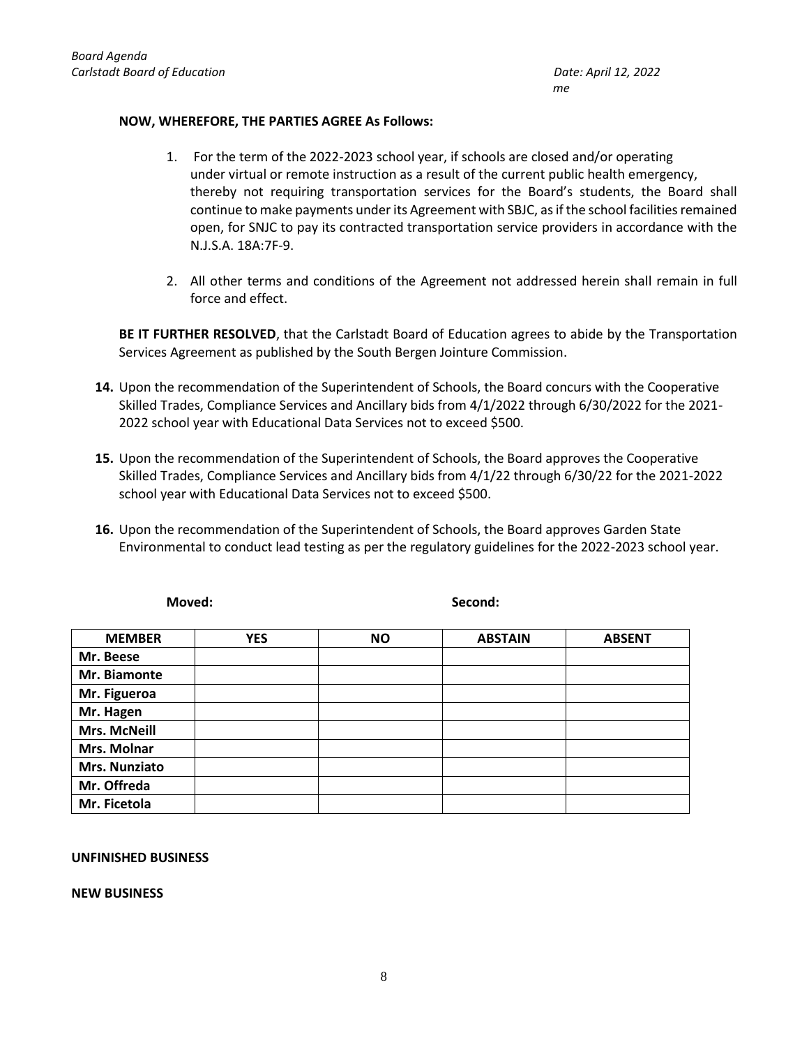**NOW, WHEREFORE, THE PARTIES AGREE As Follows:**

1. For the term of the 2022-2023 school year, if schools are closed and/or operating under virtual or remote instruction as a result of the current public health emergency, thereby not requiring transportation services for the Board's students, the Board shall continue to make payments under its Agreement with SBJC, as if the school facilities remained open, for SNJC to pay its contracted transportation service providers in accordance with the N.J.S.A. 18A:7F-9.

2. All other terms and conditions of the Agreement not addressed herein shall remain in full force and effect.

**BE IT FURTHER RESOLVED**, that the Carlstadt Board of Education agrees to abide by the Transportation Services Agreement as published by the South Bergen Jointure Commission.

**14.** Upon the recommendation of the Superintendent of Schools, the Board concurs with the Cooperative Skilled Trades, Compliance Services and Ancillary bids from 4/1/2022 through 6/30/2022 for the 2021-2022 school year with Educational Data Services not to exceed $500.

**15.** Upon the recommendation of the Superintendent of Schools, the Board approves the Cooperative Skilled Trades, Compliance Services and Ancillary bids from 4/1/22 through 6/30/22 for the 2021-2022 school year with Educational Data Services not to exceed $500.

**16.** Upon the recommendation of the Superintendent of Schools, the Board approves Garden State Environmental to conduct lead testing as per the regulatory guidelines for the 2022-2023 school year.

**Moved:** **Second:**

| MEMBER | YES | NO | ABSTAIN | ABSENT |
|---|---|---|---|---|
| Mr. Beese | | | | |
| Mr. Biamonte | | | | |
| Mr. Figueroa | | | | |
| Mr. Hagen | | | | |
| Mrs. McNeill | | | | |
| Mrs. Molnar | | | | |
| Mrs. Nunziato | | | | |
| Mr. Offreda | | | | |
| Mr. Ficetola | | | | |

**UNFINISHED BUSINESS**

**NEW BUSINESS**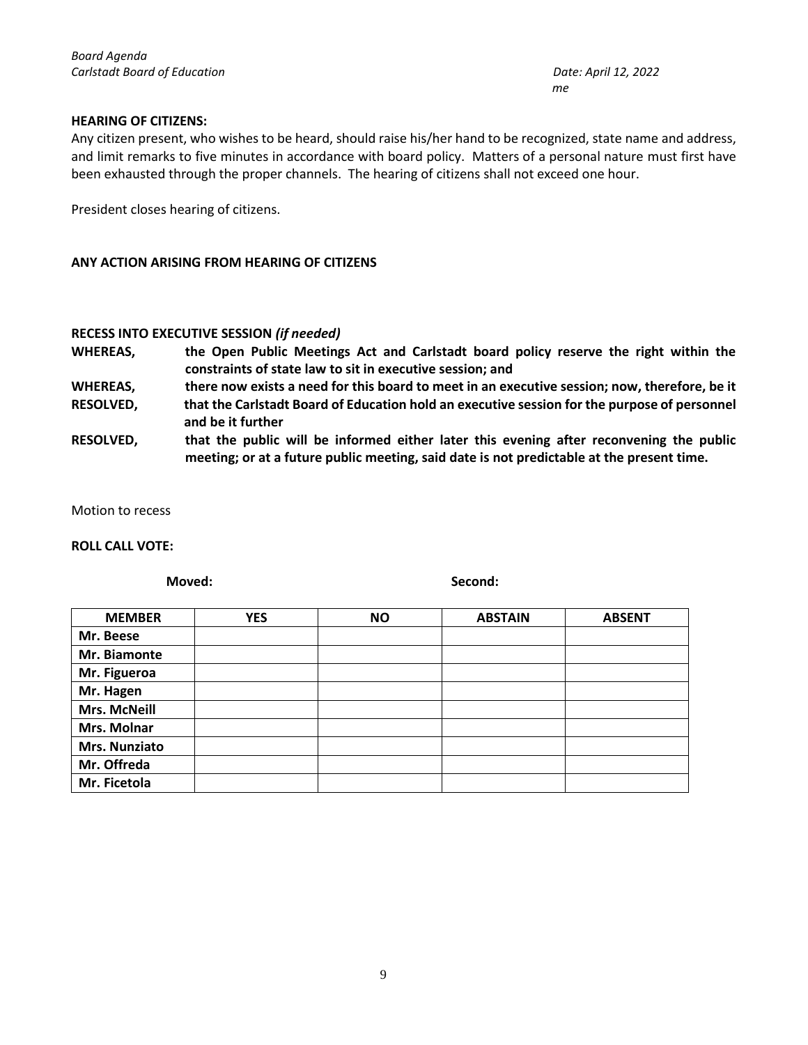**HEARING OF CITIZENS:**

Any citizen present, who wishes to be heard, should raise his/her hand to be recognized, state name and address, and limit remarks to five minutes in accordance with board policy. Matters of a personal nature must first have been exhausted through the proper channels. The hearing of citizens shall not exceed one hour.

President closes hearing of citizens.

**ANY ACTION ARISING FROM HEARING OF CITIZENS**

**RECESS INTO EXECUTIVE SESSION** ***(if needed)***

**WHEREAS,** **the Open Public Meetings Act and Carlstadt board policy reserve the right within the constraints of state law to sit in executive session; and**

**WHEREAS,** **there now exists a need for this board to meet in an executive session; now, therefore, be it**

**RESOLVED,** **that the Carlstadt Board of Education hold an executive session for the purpose of personnel and be it further**

**RESOLVED,** **that the public will be informed either later this evening after reconvening the public meeting; or at a future public meeting, said date is not predictable at the present time.**

Motion to recess

**ROLL CALL VOTE:**

**Moved:** **Second:**

| MEMBER | YES | NO | ABSTAIN | ABSENT |
|---|---|---|---|---|
| Mr. Beese | | | | |
| Mr. Biamonte | | | | |
| Mr. Figueroa | | | | |
| Mr. Hagen | | | | |
| Mrs. McNeill | | | | |
| Mrs. Molnar | | | | |
| Mrs. Nunziato | | | | |
| Mr. Offreda | | | | |
| Mr. Ficetola | | | | |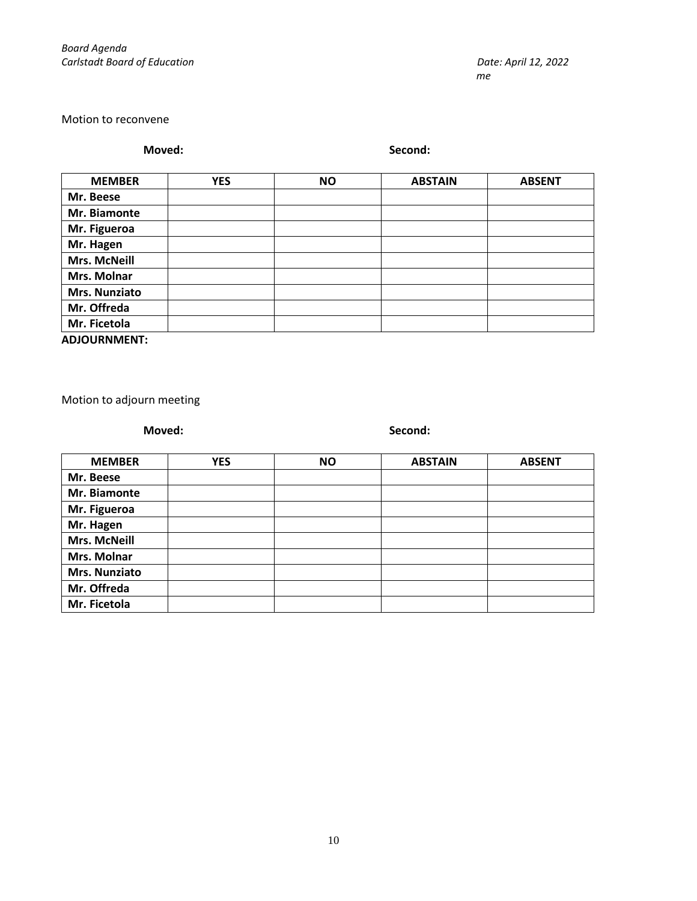Motion to reconvene

**Moved:** **Second:**

| MEMBER | YES | NO | ABSTAIN | ABSENT |
|---|---|---|---|---|
| **Mr. Beese** | | | | |
| **Mr. Biamonte** | | | | |
| **Mr. Figueroa** | | | | |
| **Mr. Hagen** | | | | |
| **Mrs. McNeill** | | | | |
| **Mrs. Molnar** | | | | |
| **Mrs. Nunziato** | | | | |
| **Mr. Offreda** | | | | |
| **Mr. Ficetola** | | | | |

**ADJOURNMENT:**

Motion to adjourn meeting

**Moved:** **Second:**

| MEMBER | YES | NO | ABSTAIN | ABSENT |
|---|---|---|---|---|
| **Mr. Beese** | | | | |
| **Mr. Biamonte** | | | | |
| **Mr. Figueroa** | | | | |
| **Mr. Hagen** | | | | |
| **Mrs. McNeill** | | | | |
| **Mrs. Molnar** | | | | |
| **Mrs. Nunziato** | | | | |
| **Mr. Offreda** | | | | |
| **Mr. Ficetola** | | | | |